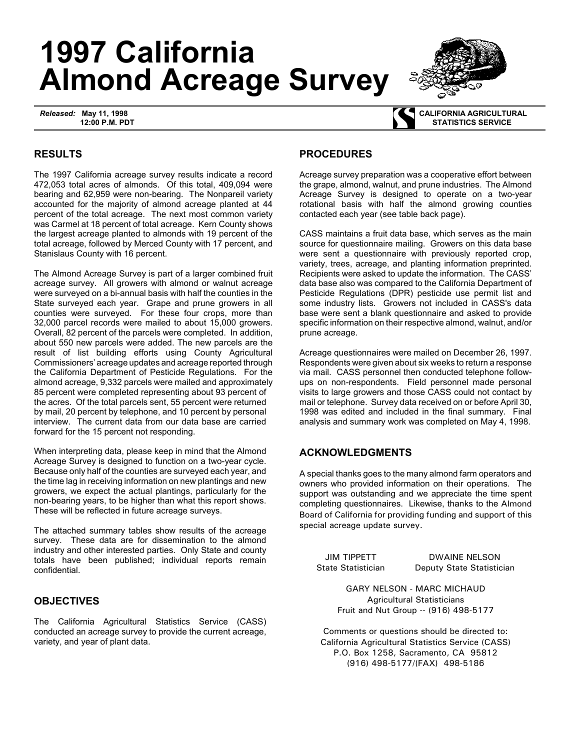# 1997 California Almond Acreage Survey

*Released:* **May 11, 1998**
**12:00 P.M. PDT**

**CALIFORNIA AGRICULTURAL STATISTICS SERVICE**

## RESULTS

The 1997 California acreage survey results indicate a record 472,053 total acres of almonds. Of this total, 409,094 were bearing and 62,959 were non-bearing. The Nonpareil variety accounted for the majority of almond acreage planted at 44 percent of the total acreage. The next most common variety was Carmel at 18 percent of total acreage. Kern County shows the largest acreage planted to almonds with 19 percent of the total acreage, followed by Merced County with 17 percent, and Stanislaus County with 16 percent.

The Almond Acreage Survey is part of a larger combined fruit acreage survey. All growers with almond or walnut acreage were surveyed on a bi-annual basis with half the counties in the State surveyed each year. Grape and prune growers in all counties were surveyed. For these four crops, more than 32,000 parcel records were mailed to about 15,000 growers. Overall, 82 percent of the parcels were completed. In addition, about 550 new parcels were added. The new parcels are the result of list building efforts using County Agricultural Commissioners' acreage updates and acreage reported through the California Department of Pesticide Regulations. For the almond acreage, 9,332 parcels were mailed and approximately 85 percent were completed representing about 93 percent of the acres. Of the total parcels sent, 55 percent were returned by mail, 20 percent by telephone, and 10 percent by personal interview. The current data from our data base are carried forward for the 15 percent not responding.

When interpreting data, please keep in mind that the Almond Acreage Survey is designed to function on a two-year cycle. Because only half of the counties are surveyed each year, and the time lag in receiving information on new plantings and new growers, we expect the actual plantings, particularly for the non-bearing years, to be higher than what this report shows. These will be reflected in future acreage surveys.

The attached summary tables show results of the acreage survey. These data are for dissemination to the almond industry and other interested parties. Only State and county totals have been published; individual reports remain confidential.

## OBJECTIVES

The California Agricultural Statistics Service (CASS) conducted an acreage survey to provide the current acreage, variety, and year of plant data.

## PROCEDURES

Acreage survey preparation was a cooperative effort between the grape, almond, walnut, and prune industries. The Almond Acreage Survey is designed to operate on a two-year rotational basis with half the almond growing counties contacted each year (see table back page).

CASS maintains a fruit data base, which serves as the main source for questionnaire mailing. Growers on this data base were sent a questionnaire with previously reported crop, variety, trees, acreage, and planting information preprinted. Recipients were asked to update the information. The CASS' data base also was compared to the California Department of Pesticide Regulations (DPR) pesticide use permit list and some industry lists. Growers not included in CASS's data base were sent a blank questionnaire and asked to provide specific information on their respective almond, walnut, and/or prune acreage.

Acreage questionnaires were mailed on December 26, 1997. Respondents were given about six weeks to return a response via mail. CASS personnel then conducted telephone follow-ups on non-respondents. Field personnel made personal visits to large growers and those CASS could not contact by mail or telephone. Survey data received on or before April 30, 1998 was edited and included in the final summary. Final analysis and summary work was completed on May 4, 1998.

## ACKNOWLEDGMENTS

A special thanks goes to the many almond farm operators and owners who provided information on their operations. The support was outstanding and we appreciate the time spent completing questionnaires. Likewise, thanks to the Almond Board of California for providing funding and support of this special acreage update survey.

JIM TIPPETT
State Statistician

DWAINE NELSON
Deputy State Statistician

GARY NELSON - MARC MICHAUD
Agricultural Statisticians
Fruit and Nut Group -- (916) 498-5177

Comments or questions should be directed to:
California Agricultural Statistics Service (CASS)
P.O. Box 1258, Sacramento, CA 95812
(916) 498-5177/(FAX) 498-5186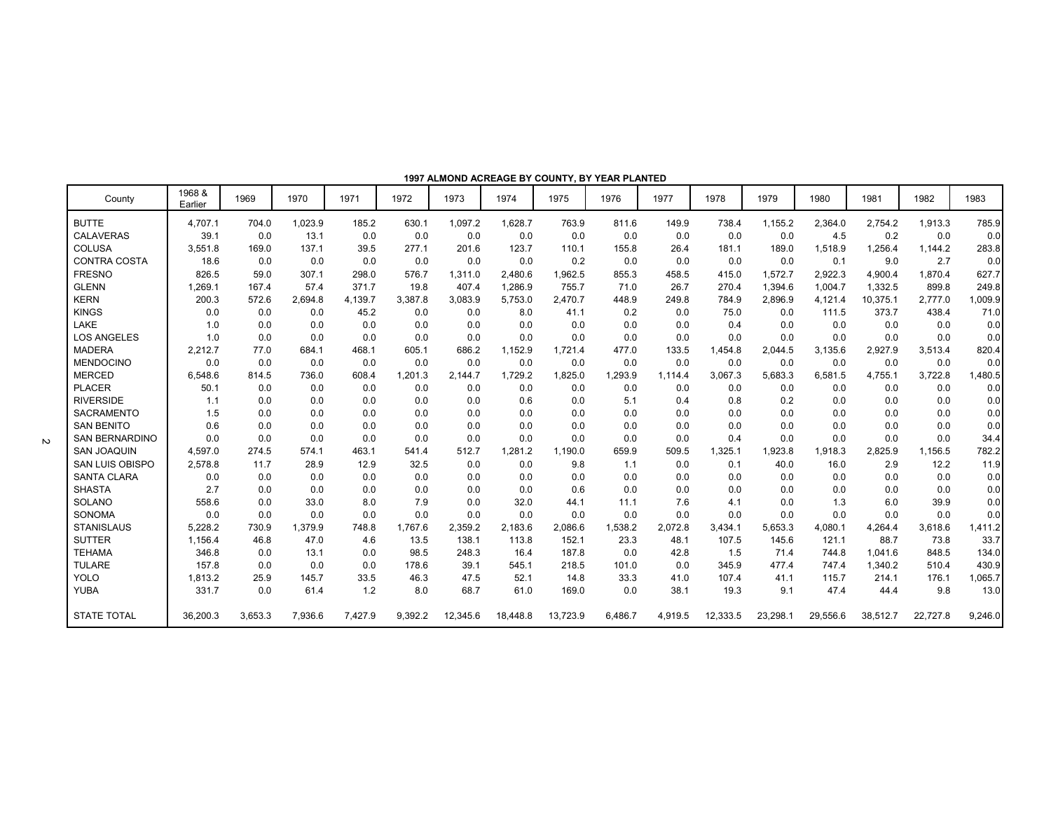**1997 ALMOND ACREAGE BY COUNTY, BY YEAR PLANTED**

| County | 1968 & Earlier | 1969 | 1970 | 1971 | 1972 | 1973 | 1974 | 1975 | 1976 | 1977 | 1978 | 1979 | 1980 | 1981 | 1982 | 1983 |
|---|---|---|---|---|---|---|---|---|---|---|---|---|---|---|---|---|
| BUTTE | 4,707.1 | 704.0 | 1,023.9 | 185.2 | 630.1 | 1,097.2 | 1,628.7 | 763.9 | 811.6 | 149.9 | 738.4 | 1,155.2 | 2,364.0 | 2,754.2 | 1,913.3 | 785.9 |
| CALAVERAS | 39.1 | 0.0 | 13.1 | 0.0 | 0.0 | 0.0 | 0.0 | 0.0 | 0.0 | 0.0 | 0.0 | 0.0 | 4.5 | 0.2 | 0.0 | 0.0 |
| COLUSA | 3,551.8 | 169.0 | 137.1 | 39.5 | 277.1 | 201.6 | 123.7 | 110.1 | 155.8 | 26.4 | 181.1 | 189.0 | 1,518.9 | 1,256.4 | 1,144.2 | 283.8 |
| CONTRA COSTA | 18.6 | 0.0 | 0.0 | 0.0 | 0.0 | 0.0 | 0.0 | 0.2 | 0.0 | 0.0 | 0.0 | 0.0 | 0.1 | 9.0 | 2.7 | 0.0 |
| FRESNO | 826.5 | 59.0 | 307.1 | 298.0 | 576.7 | 1,311.0 | 2,480.6 | 1,962.5 | 855.3 | 458.5 | 415.0 | 1,572.7 | 2,922.3 | 4,900.4 | 1,870.4 | 627.7 |
| GLENN | 1,269.1 | 167.4 | 57.4 | 371.7 | 19.8 | 407.4 | 1,286.9 | 755.7 | 71.0 | 26.7 | 270.4 | 1,394.6 | 1,004.7 | 1,332.5 | 899.8 | 249.8 |
| KERN | 200.3 | 572.6 | 2,694.8 | 4,139.7 | 3,387.8 | 3,083.9 | 5,753.0 | 2,470.7 | 448.9 | 249.8 | 784.9 | 2,896.9 | 4,121.4 | 10,375.1 | 2,777.0 | 1,009.9 |
| KINGS | 0.0 | 0.0 | 0.0 | 45.2 | 0.0 | 0.0 | 8.0 | 41.1 | 0.2 | 0.0 | 75.0 | 0.0 | 111.5 | 373.7 | 438.4 | 71.0 |
| LAKE | 1.0 | 0.0 | 0.0 | 0.0 | 0.0 | 0.0 | 0.0 | 0.0 | 0.0 | 0.0 | 0.4 | 0.0 | 0.0 | 0.0 | 0.0 | 0.0 |
| LOS ANGELES | 1.0 | 0.0 | 0.0 | 0.0 | 0.0 | 0.0 | 0.0 | 0.0 | 0.0 | 0.0 | 0.0 | 0.0 | 0.0 | 0.0 | 0.0 | 0.0 |
| MADERA | 2,212.7 | 77.0 | 684.1 | 468.1 | 605.1 | 686.2 | 1,152.9 | 1,721.4 | 477.0 | 133.5 | 1,454.8 | 2,044.5 | 3,135.6 | 2,927.9 | 3,513.4 | 820.4 |
| MENDOCINO | 0.0 | 0.0 | 0.0 | 0.0 | 0.0 | 0.0 | 0.0 | 0.0 | 0.0 | 0.0 | 0.0 | 0.0 | 0.0 | 0.0 | 0.0 | 0.0 |
| MERCED | 6,548.6 | 814.5 | 736.0 | 608.4 | 1,201.3 | 2,144.7 | 1,729.2 | 1,825.0 | 1,293.9 | 1,114.4 | 3,067.3 | 5,683.3 | 6,581.5 | 4,755.1 | 3,722.8 | 1,480.5 |
| PLACER | 50.1 | 0.0 | 0.0 | 0.0 | 0.0 | 0.0 | 0.0 | 0.0 | 0.0 | 0.0 | 0.0 | 0.0 | 0.0 | 0.0 | 0.0 | 0.0 |
| RIVERSIDE | 1.1 | 0.0 | 0.0 | 0.0 | 0.0 | 0.0 | 0.6 | 0.0 | 5.1 | 0.4 | 0.8 | 0.2 | 0.0 | 0.0 | 0.0 | 0.0 |
| SACRAMENTO | 1.5 | 0.0 | 0.0 | 0.0 | 0.0 | 0.0 | 0.0 | 0.0 | 0.0 | 0.0 | 0.0 | 0.0 | 0.0 | 0.0 | 0.0 | 0.0 |
| SAN BENITO | 0.6 | 0.0 | 0.0 | 0.0 | 0.0 | 0.0 | 0.0 | 0.0 | 0.0 | 0.0 | 0.0 | 0.0 | 0.0 | 0.0 | 0.0 | 0.0 |
| SAN BERNARDINO | 0.0 | 0.0 | 0.0 | 0.0 | 0.0 | 0.0 | 0.0 | 0.0 | 0.0 | 0.0 | 0.4 | 0.0 | 0.0 | 0.0 | 0.0 | 34.4 |
| SAN JOAQUIN | 4,597.0 | 274.5 | 574.1 | 463.1 | 541.4 | 512.7 | 1,281.2 | 1,190.0 | 659.9 | 509.5 | 1,325.1 | 1,923.8 | 1,918.3 | 2,825.9 | 1,156.5 | 782.2 |
| SAN LUIS OBISPO | 2,578.8 | 11.7 | 28.9 | 12.9 | 32.5 | 0.0 | 0.0 | 9.8 | 1.1 | 0.0 | 0.1 | 40.0 | 16.0 | 2.9 | 12.2 | 11.9 |
| SANTA CLARA | 0.0 | 0.0 | 0.0 | 0.0 | 0.0 | 0.0 | 0.0 | 0.0 | 0.0 | 0.0 | 0.0 | 0.0 | 0.0 | 0.0 | 0.0 | 0.0 |
| SHASTA | 2.7 | 0.0 | 0.0 | 0.0 | 0.0 | 0.0 | 0.0 | 0.6 | 0.0 | 0.0 | 0.0 | 0.0 | 0.0 | 0.0 | 0.0 | 0.0 |
| SOLANO | 558.6 | 0.0 | 33.0 | 8.0 | 7.9 | 0.0 | 32.0 | 44.1 | 11.1 | 7.6 | 4.1 | 0.0 | 1.3 | 6.0 | 39.9 | 0.0 |
| SONOMA | 0.0 | 0.0 | 0.0 | 0.0 | 0.0 | 0.0 | 0.0 | 0.0 | 0.0 | 0.0 | 0.0 | 0.0 | 0.0 | 0.0 | 0.0 | 0.0 |
| STANISLAUS | 5,228.2 | 730.9 | 1,379.9 | 748.8 | 1,767.6 | 2,359.2 | 2,183.6 | 2,086.6 | 1,538.2 | 2,072.8 | 3,434.1 | 5,653.3 | 4,080.1 | 4,264.4 | 3,618.6 | 1,411.2 |
| SUTTER | 1,156.4 | 46.8 | 47.0 | 4.6 | 13.5 | 138.1 | 113.8 | 152.1 | 23.3 | 48.1 | 107.5 | 145.6 | 121.1 | 88.7 | 73.8 | 33.7 |
| TEHAMA | 346.8 | 0.0 | 13.1 | 0.0 | 98.5 | 248.3 | 16.4 | 187.8 | 0.0 | 42.8 | 1.5 | 71.4 | 744.8 | 1,041.6 | 848.5 | 134.0 |
| TULARE | 157.8 | 0.0 | 0.0 | 0.0 | 178.6 | 39.1 | 545.1 | 218.5 | 101.0 | 0.0 | 345.9 | 477.4 | 747.4 | 1,340.2 | 510.4 | 430.9 |
| YOLO | 1,813.2 | 25.9 | 145.7 | 33.5 | 46.3 | 47.5 | 52.1 | 14.8 | 33.3 | 41.0 | 107.4 | 41.1 | 115.7 | 214.1 | 176.1 | 1,065.7 |
| YUBA | 331.7 | 0.0 | 61.4 | 1.2 | 8.0 | 68.7 | 61.0 | 169.0 | 0.0 | 38.1 | 19.3 | 9.1 | 47.4 | 44.4 | 9.8 | 13.0 |
| STATE TOTAL | 36,200.3 | 3,653.3 | 7,936.6 | 7,427.9 | 9,392.2 | 12,345.6 | 18,448.8 | 13,723.9 | 6,486.7 | 4,919.5 | 12,333.5 | 23,298.1 | 29,556.6 | 38,512.7 | 22,727.8 | 9,246.0 |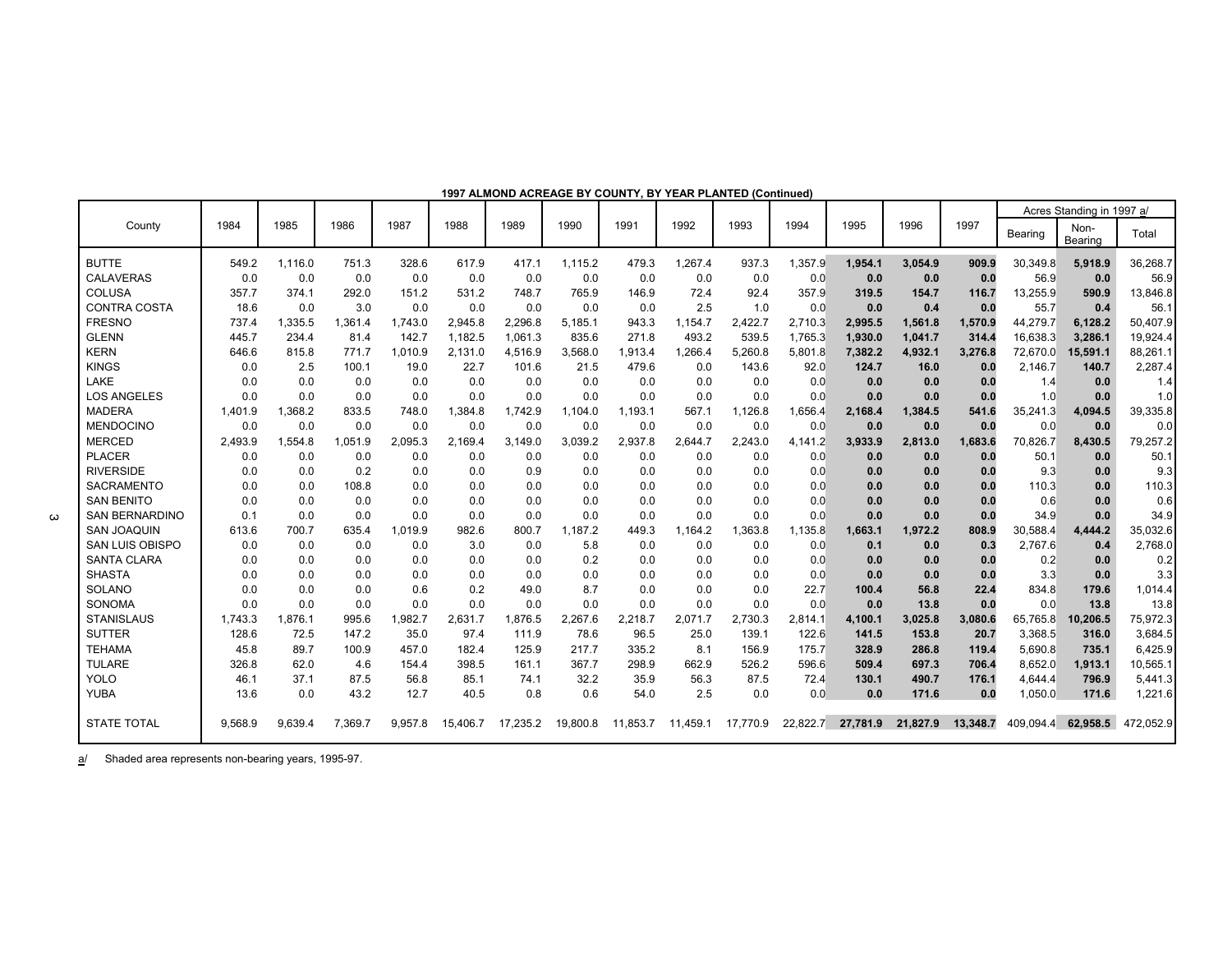**1997 ALMOND ACREAGE BY COUNTY, BY YEAR PLANTED (Continued)**

| County | 1984 | 1985 | 1986 | 1987 | 1988 | 1989 | 1990 | 1991 | 1992 | 1993 | 1994 | 1995 | 1996 | 1997 | Acres Standing in 1997 a/ | | |
|---|---|---|---|---|---|---|---|---|---|---|---|---|---|---|---|---|---|
| | | | | | | | | | | | | | | | Bearing | Non-Bearing | Total |
| BUTTE | 549.2 | 1,116.0 | 751.3 | 328.6 | 617.9 | 417.1 | 1,115.2 | 479.3 | 1,267.4 | 937.3 | 1,357.9 | **1,954.1** | **3,054.9** | **909.9** | 30,349.8 | **5,918.9** | 36,268.7 |
| CALAVERAS | 0.0 | 0.0 | 0.0 | 0.0 | 0.0 | 0.0 | 0.0 | 0.0 | 0.0 | 0.0 | 0.0 | **0.0** | **0.0** | **0.0** | 56.9 | **0.0** | 56.9 |
| COLUSA | 357.7 | 374.1 | 292.0 | 151.2 | 531.2 | 748.7 | 765.9 | 146.9 | 72.4 | 92.4 | 357.9 | **319.5** | **154.7** | **116.7** | 13,255.9 | **590.9** | 13,846.8 |
| CONTRA COSTA | 18.6 | 0.0 | 3.0 | 0.0 | 0.0 | 0.0 | 0.0 | 0.0 | 2.5 | 1.0 | 0.0 | **0.0** | **0.4** | **0.0** | 55.7 | **0.4** | 56.1 |
| FRESNO | 737.4 | 1,335.5 | 1,361.4 | 1,743.0 | 2,945.8 | 2,296.8 | 5,185.1 | 943.3 | 1,154.7 | 2,422.7 | 2,710.3 | **2,995.5** | **1,561.8** | **1,570.9** | 44,279.7 | **6,128.2** | 50,407.9 |
| GLENN | 445.7 | 234.4 | 81.4 | 142.7 | 1,182.5 | 1,061.3 | 835.6 | 271.8 | 493.2 | 539.5 | 1,765.3 | **1,930.0** | **1,041.7** | **314.4** | 16,638.3 | **3,286.1** | 19,924.4 |
| KERN | 646.6 | 815.8 | 771.7 | 1,010.9 | 2,131.0 | 4,516.9 | 3,568.0 | 1,913.4 | 1,266.4 | 5,260.8 | 5,801.8 | **7,382.2** | **4,932.1** | **3,276.8** | 72,670.0 | **15,591.1** | 88,261.1 |
| KINGS | 0.0 | 2.5 | 100.1 | 19.0 | 22.7 | 101.6 | 21.5 | 479.6 | 0.0 | 143.6 | 92.0 | **124.7** | **16.0** | **0.0** | 2,146.7 | **140.7** | 2,287.4 |
| LAKE | 0.0 | 0.0 | 0.0 | 0.0 | 0.0 | 0.0 | 0.0 | 0.0 | 0.0 | 0.0 | 0.0 | **0.0** | **0.0** | **0.0** | 1.4 | **0.0** | 1.4 |
| LOS ANGELES | 0.0 | 0.0 | 0.0 | 0.0 | 0.0 | 0.0 | 0.0 | 0.0 | 0.0 | 0.0 | 0.0 | **0.0** | **0.0** | **0.0** | 1.0 | **0.0** | 1.0 |
| MADERA | 1,401.9 | 1,368.2 | 833.5 | 748.0 | 1,384.8 | 1,742.9 | 1,104.0 | 1,193.1 | 567.1 | 1,126.8 | 1,656.4 | **2,168.4** | **1,384.5** | **541.6** | 35,241.3 | **4,094.5** | 39,335.8 |
| MENDOCINO | 0.0 | 0.0 | 0.0 | 0.0 | 0.0 | 0.0 | 0.0 | 0.0 | 0.0 | 0.0 | 0.0 | **0.0** | **0.0** | **0.0** | 0.0 | **0.0** | 0.0 |
| MERCED | 2,493.9 | 1,554.8 | 1,051.9 | 2,095.3 | 2,169.4 | 3,149.0 | 3,039.2 | 2,937.8 | 2,644.7 | 2,243.0 | 4,141.2 | **3,933.9** | **2,813.0** | **1,683.6** | 70,826.7 | **8,430.5** | 79,257.2 |
| PLACER | 0.0 | 0.0 | 0.0 | 0.0 | 0.0 | 0.0 | 0.0 | 0.0 | 0.0 | 0.0 | 0.0 | **0.0** | **0.0** | **0.0** | 50.1 | **0.0** | 50.1 |
| RIVERSIDE | 0.0 | 0.0 | 0.2 | 0.0 | 0.0 | 0.9 | 0.0 | 0.0 | 0.0 | 0.0 | 0.0 | **0.0** | **0.0** | **0.0** | 9.3 | **0.0** | 9.3 |
| SACRAMENTO | 0.0 | 0.0 | 108.8 | 0.0 | 0.0 | 0.0 | 0.0 | 0.0 | 0.0 | 0.0 | 0.0 | **0.0** | **0.0** | **0.0** | 110.3 | **0.0** | 110.3 |
| SAN BENITO | 0.0 | 0.0 | 0.0 | 0.0 | 0.0 | 0.0 | 0.0 | 0.0 | 0.0 | 0.0 | 0.0 | **0.0** | **0.0** | **0.0** | 0.6 | **0.0** | 0.6 |
| SAN BERNARDINO | 0.1 | 0.0 | 0.0 | 0.0 | 0.0 | 0.0 | 0.0 | 0.0 | 0.0 | 0.0 | 0.0 | **0.0** | **0.0** | **0.0** | 34.9 | **0.0** | 34.9 |
| SAN JOAQUIN | 613.6 | 700.7 | 635.4 | 1,019.9 | 982.6 | 800.7 | 1,187.2 | 449.3 | 1,164.2 | 1,363.8 | 1,135.8 | **1,663.1** | **1,972.2** | **808.9** | 30,588.4 | **4,444.2** | 35,032.6 |
| SAN LUIS OBISPO | 0.0 | 0.0 | 0.0 | 0.0 | 3.0 | 0.0 | 5.8 | 0.0 | 0.0 | 0.0 | 0.0 | **0.1** | **0.0** | **0.3** | 2,767.6 | **0.4** | 2,768.0 |
| SANTA CLARA | 0.0 | 0.0 | 0.0 | 0.0 | 0.0 | 0.0 | 0.2 | 0.0 | 0.0 | 0.0 | 0.0 | **0.0** | **0.0** | **0.0** | 0.2 | **0.0** | 0.2 |
| SHASTA | 0.0 | 0.0 | 0.0 | 0.0 | 0.0 | 0.0 | 0.0 | 0.0 | 0.0 | 0.0 | 0.0 | **0.0** | **0.0** | **0.0** | 3.3 | **0.0** | 3.3 |
| SOLANO | 0.0 | 0.0 | 0.0 | 0.6 | 0.2 | 49.0 | 8.7 | 0.0 | 0.0 | 0.0 | 22.7 | **100.4** | **56.8** | **22.4** | 834.8 | **179.6** | 1,014.4 |
| SONOMA | 0.0 | 0.0 | 0.0 | 0.0 | 0.0 | 0.0 | 0.0 | 0.0 | 0.0 | 0.0 | 0.0 | **0.0** | **13.8** | **0.0** | 0.0 | **13.8** | 13.8 |
| STANISLAUS | 1,743.3 | 1,876.1 | 995.6 | 1,982.7 | 2,631.7 | 1,876.5 | 2,267.6 | 2,218.7 | 2,071.7 | 2,730.3 | 2,814.1 | **4,100.1** | **3,025.8** | **3,080.6** | 65,765.8 | **10,206.5** | 75,972.3 |
| SUTTER | 128.6 | 72.5 | 147.2 | 35.0 | 97.4 | 111.9 | 78.6 | 96.5 | 25.0 | 139.1 | 122.6 | **141.5** | **153.8** | **20.7** | 3,368.5 | **316.0** | 3,684.5 |
| TEHAMA | 45.8 | 89.7 | 100.9 | 457.0 | 182.4 | 125.9 | 217.7 | 335.2 | 8.1 | 156.9 | 175.7 | **328.9** | **286.8** | **119.4** | 5,690.8 | **735.1** | 6,425.9 |
| TULARE | 326.8 | 62.0 | 4.6 | 154.4 | 398.5 | 161.1 | 367.7 | 298.9 | 662.9 | 526.2 | 596.6 | **509.4** | **697.3** | **706.4** | 8,652.0 | **1,913.1** | 10,565.1 |
| YOLO | 46.1 | 37.1 | 87.5 | 56.8 | 85.1 | 74.1 | 32.2 | 35.9 | 56.3 | 87.5 | 72.4 | **130.1** | **490.7** | **176.1** | 4,644.4 | **796.9** | 5,441.3 |
| YUBA | 13.6 | 0.0 | 43.2 | 12.7 | 40.5 | 0.8 | 0.6 | 54.0 | 2.5 | 0.0 | 0.0 | **0.0** | **171.6** | **0.0** | 1,050.0 | **171.6** | 1,221.6 |
| STATE TOTAL | 9,568.9 | 9,639.4 | 7,369.7 | 9,957.8 | 15,406.7 | 17,235.2 | 19,800.8 | 11,853.7 | 11,459.1 | 17,770.9 | 22,822.7 | **27,781.9** | **21,827.9** | **13,348.7** | 409,094.4 | **62,958.5** | 472,052.9 |

a/ Shaded area represents non-bearing years, 1995-97.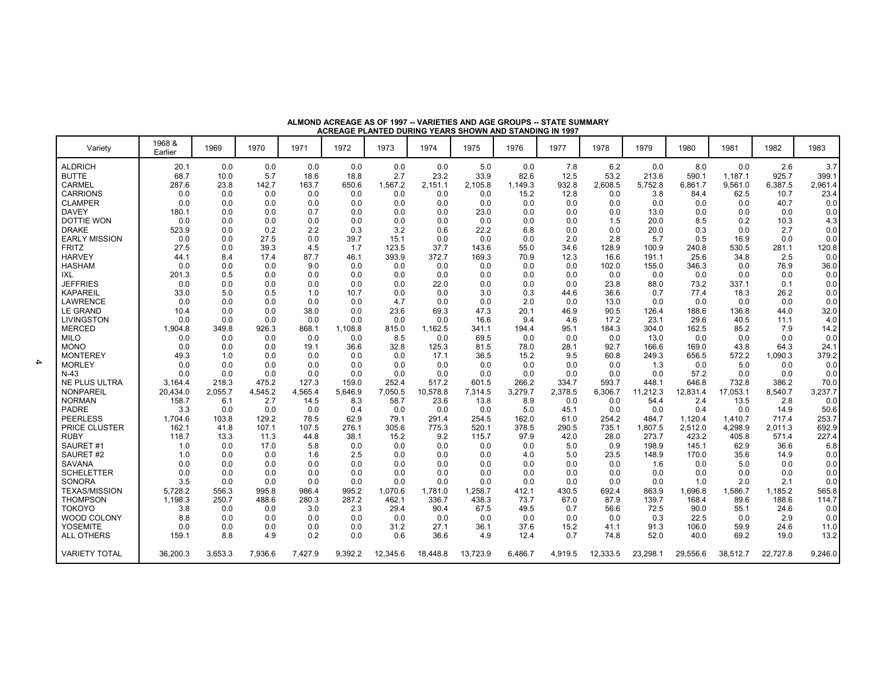**ALMOND ACREAGE AS OF 1997 -- VARIETIES AND AGE GROUPS -- STATE SUMMARY**
**ACREAGE PLANTED DURING YEARS SHOWN AND STANDING IN 1997**

| Variety | 1968 & Earlier | 1969 | 1970 | 1971 | 1972 | 1973 | 1974 | 1975 | 1976 | 1977 | 1978 | 1979 | 1980 | 1981 | 1982 | 1983 |
|---|---|---|---|---|---|---|---|---|---|---|---|---|---|---|---|---|
| ALDRICH | 20.1 | 0.0 | 0.0 | 0.0 | 0.0 | 0.0 | 0.0 | 5.0 | 0.0 | 7.8 | 6.2 | 0.0 | 8.0 | 0.0 | 2.6 | 3.7 |
| BUTTE | 68.7 | 10.0 | 5.7 | 18.6 | 18.8 | 2.7 | 23.2 | 33.9 | 82.6 | 12.5 | 53.2 | 213.6 | 590.1 | 1,187.1 | 925.7 | 399.1 |
| CARMEL | 287.6 | 23.8 | 142.7 | 163.7 | 650.6 | 1,567.2 | 2,151.1 | 2,105.8 | 1,149.3 | 932.8 | 2,608.5 | 5,752.8 | 6,861.7 | 9,561.0 | 6,387.5 | 2,961.4 |
| CARRIONS | 0.0 | 0.0 | 0.0 | 0.0 | 0.0 | 0.0 | 0.0 | 0.0 | 15.2 | 12.8 | 0.0 | 3.8 | 84.4 | 62.5 | 10.7 | 23.4 |
| CLAMPER | 0.0 | 0.0 | 0.0 | 0.0 | 0.0 | 0.0 | 0.0 | 0.0 | 0.0 | 0.0 | 0.0 | 0.0 | 0.0 | 0.0 | 40.7 | 0.0 |
| DAVEY | 180.1 | 0.0 | 0.0 | 0.7 | 0.0 | 0.0 | 0.0 | 23.0 | 0.0 | 0.0 | 0.0 | 13.0 | 0.0 | 0.0 | 0.0 | 0.0 |
| DOTTIE WON | 0.0 | 0.0 | 0.0 | 0.0 | 0.0 | 0.0 | 0.0 | 0.0 | 0.0 | 0.0 | 1.5 | 20.0 | 8.5 | 0.2 | 10.3 | 4.3 |
| DRAKE | 523.9 | 0.0 | 0.2 | 2.2 | 0.3 | 3.2 | 0.6 | 22.2 | 6.8 | 0.0 | 0.0 | 20.0 | 0.3 | 0.0 | 2.7 | 0.0 |
| EARLY MISSION | 0.0 | 0.0 | 27.5 | 0.0 | 39.7 | 15.1 | 0.0 | 0.0 | 0.0 | 2.0 | 2.8 | 5.7 | 0.5 | 16.9 | 0.0 | 0.0 |
| FRITZ | 27.5 | 0.0 | 39.3 | 4.5 | 1.7 | 123.5 | 37.7 | 143.6 | 55.0 | 34.6 | 128.9 | 100.9 | 240.8 | 530.5 | 281.1 | 120.8 |
| HARVEY | 44.1 | 8.4 | 17.4 | 87.7 | 46.1 | 393.9 | 372.7 | 169.3 | 70.9 | 12.3 | 16.6 | 191.1 | 25.6 | 34.8 | 2.5 | 0.0 |
| HASHAM | 0.0 | 0.0 | 0.0 | 9.0 | 0.0 | 0.0 | 0.0 | 0.0 | 0.0 | 0.0 | 102.0 | 155.0 | 346.3 | 0.0 | 76.9 | 36.0 |
| IXL | 201.3 | 0.5 | 0.0 | 0.0 | 0.0 | 0.0 | 0.0 | 0.0 | 0.0 | 0.0 | 0.0 | 0.0 | 0.0 | 0.0 | 0.0 | 0.0 |
| JEFFRIES | 0.0 | 0.0 | 0.0 | 0.0 | 0.0 | 0.0 | 22.0 | 0.0 | 0.0 | 0.0 | 23.8 | 88.0 | 73.2 | 337.1 | 0.1 | 0.0 |
| KAPAREIL | 33.0 | 5.0 | 0.5 | 1.0 | 10.7 | 0.0 | 0.0 | 3.0 | 0.3 | 44.6 | 36.6 | 0.7 | 77.4 | 18.3 | 26.2 | 0.0 |
| LAWRENCE | 0.0 | 0.0 | 0.0 | 0.0 | 0.0 | 4.7 | 0.0 | 0.0 | 2.0 | 0.0 | 13.0 | 0.0 | 0.0 | 0.0 | 0.0 | 0.0 |
| LE GRAND | 10.4 | 0.0 | 0.0 | 38.0 | 0.0 | 23.6 | 69.3 | 47.3 | 20.1 | 46.9 | 90.5 | 126.4 | 188.6 | 136.8 | 44.0 | 32.0 |
| LIVINGSTON | 0.0 | 0.0 | 0.0 | 0.0 | 0.0 | 0.0 | 0.0 | 16.6 | 9.4 | 4.6 | 17.2 | 23.1 | 29.6 | 40.5 | 11.1 | 4.0 |
| MERCED | 1,904.8 | 349.8 | 926.3 | 868.1 | 1,108.8 | 815.0 | 1,162.5 | 341.1 | 194.4 | 95.1 | 184.3 | 304.0 | 162.5 | 85.2 | 7.9 | 14.2 |
| MILO | 0.0 | 0.0 | 0.0 | 0.0 | 0.0 | 8.5 | 0.0 | 69.5 | 0.0 | 0.0 | 0.0 | 13.0 | 0.0 | 0.0 | 0.0 | 0.0 |
| MONO | 0.0 | 0.0 | 0.0 | 19.1 | 36.6 | 32.8 | 125.3 | 81.5 | 78.0 | 28.1 | 92.7 | 166.6 | 169.0 | 43.8 | 64.3 | 24.1 |
| MONTEREY | 49.3 | 1.0 | 0.0 | 0.0 | 0.0 | 0.0 | 17.1 | 36.5 | 15.2 | 9.5 | 60.8 | 249.3 | 656.5 | 572.2 | 1,090.3 | 379.2 |
| MORLEY | 0.0 | 0.0 | 0.0 | 0.0 | 0.0 | 0.0 | 0.0 | 0.0 | 0.0 | 0.0 | 0.0 | 1.3 | 0.0 | 5.0 | 0.0 | 0.0 |
| N-43 | 0.0 | 0.0 | 0.0 | 0.0 | 0.0 | 0.0 | 0.0 | 0.0 | 0.0 | 0.0 | 0.0 | 0.0 | 57.2 | 0.0 | 0.0 | 0.0 |
| NE PLUS ULTRA | 3,164.4 | 218.3 | 475.2 | 127.3 | 159.0 | 252.4 | 517.2 | 601.5 | 266.2 | 334.7 | 593.7 | 448.1 | 646.8 | 732.8 | 386.2 | 70.0 |
| NONPAREIL | 20,434.0 | 2,055.7 | 4,545.2 | 4,565.4 | 5,646.9 | 7,050.5 | 10,578.8 | 7,314.5 | 3,279.7 | 2,378.5 | 6,306.7 | 11,212.3 | 12,831.4 | 17,053.1 | 8,540.7 | 3,237.7 |
| NORMAN | 158.7 | 6.1 | 2.7 | 14.5 | 8.3 | 58.7 | 23.6 | 13.8 | 8.9 | 0.0 | 0.0 | 54.4 | 2.4 | 13.5 | 2.8 | 0.0 |
| PADRE | 3.3 | 0.0 | 0.0 | 0.0 | 0.4 | 0.0 | 0.0 | 0.0 | 5.0 | 45.1 | 0.0 | 0.0 | 0.4 | 0.0 | 14.9 | 50.6 |
| PEERLESS | 1,704.6 | 103.8 | 129.2 | 78.5 | 62.9 | 79.1 | 291.4 | 254.5 | 162.0 | 61.0 | 254.2 | 484.7 | 1,120.4 | 1,410.7 | 717.4 | 253.7 |
| PRICE CLUSTER | 162.1 | 41.8 | 107.1 | 107.5 | 276.1 | 305.6 | 775.3 | 520.1 | 378.5 | 290.5 | 735.1 | 1,807.5 | 2,512.0 | 4,298.9 | 2,011.3 | 692.9 |
| RUBY | 118.7 | 13.3 | 11.3 | 44.8 | 38.1 | 15.2 | 9.2 | 115.7 | 97.9 | 42.0 | 28.0 | 273.7 | 423.2 | 405.8 | 571.4 | 227.4 |
| SAURET #1 | 1.0 | 0.0 | 17.0 | 5.8 | 0.0 | 0.0 | 0.0 | 0.0 | 0.0 | 5.0 | 0.9 | 198.9 | 145.1 | 62.9 | 36.6 | 6.8 |
| SAURET #2 | 1.0 | 0.0 | 0.0 | 1.6 | 2.5 | 0.0 | 0.0 | 0.0 | 4.0 | 5.0 | 23.5 | 148.9 | 170.0 | 35.6 | 14.9 | 0.0 |
| SAVANA | 0.0 | 0.0 | 0.0 | 0.0 | 0.0 | 0.0 | 0.0 | 0.0 | 0.0 | 0.0 | 0.0 | 1.6 | 0.0 | 5.0 | 0.0 | 0.0 |
| SCHELETTER | 0.0 | 0.0 | 0.0 | 0.0 | 0.0 | 0.0 | 0.0 | 0.0 | 0.0 | 0.0 | 0.0 | 0.0 | 0.0 | 0.0 | 0.0 | 0.0 |
| SONORA | 3.5 | 0.0 | 0.0 | 0.0 | 0.0 | 0.0 | 0.0 | 0.0 | 0.0 | 0.0 | 0.0 | 0.0 | 1.0 | 2.0 | 2.1 | 0.0 |
| TEXAS/MISSION | 5,728.2 | 556.3 | 995.8 | 986.4 | 995.2 | 1,070.6 | 1,781.0 | 1,258.7 | 412.1 | 430.5 | 692.4 | 863.9 | 1,696.8 | 1,586.7 | 1,185.2 | 565.8 |
| THOMPSON | 1,198.3 | 250.7 | 488.6 | 280.3 | 287.2 | 462.1 | 336.7 | 438.3 | 73.7 | 67.0 | 87.9 | 139.7 | 168.4 | 89.6 | 188.6 | 114.7 |
| TOKOYO | 3.8 | 0.0 | 0.0 | 3.0 | 2.3 | 29.4 | 90.4 | 67.5 | 49.5 | 0.7 | 56.6 | 72.5 | 90.0 | 55.1 | 24.6 | 0.0 |
| WOOD COLONY | 8.8 | 0.0 | 0.0 | 0.0 | 0.0 | 0.0 | 0.0 | 0.0 | 0.0 | 0.0 | 0.0 | 0.3 | 22.5 | 0.0 | 2.9 | 0.0 |
| YOSEMITE | 0.0 | 0.0 | 0.0 | 0.0 | 0.0 | 31.2 | 27.1 | 36.1 | 37.6 | 15.2 | 41.1 | 91.3 | 106.0 | 59.9 | 24.6 | 11.0 |
| ALL OTHERS | 159.1 | 8.8 | 4.9 | 0.2 | 0.0 | 0.6 | 36.6 | 4.9 | 12.4 | 0.7 | 74.8 | 52.0 | 40.0 | 69.2 | 19.0 | 13.2 |
| VARIETY TOTAL | 36,200.3 | 3,653.3 | 7,936.6 | 7,427.9 | 9,392.2 | 12,345.6 | 18,448.8 | 13,723.9 | 6,486.7 | 4,919.5 | 12,333.5 | 23,298.1 | 29,556.6 | 38,512.7 | 22,727.8 | 9,246.0 |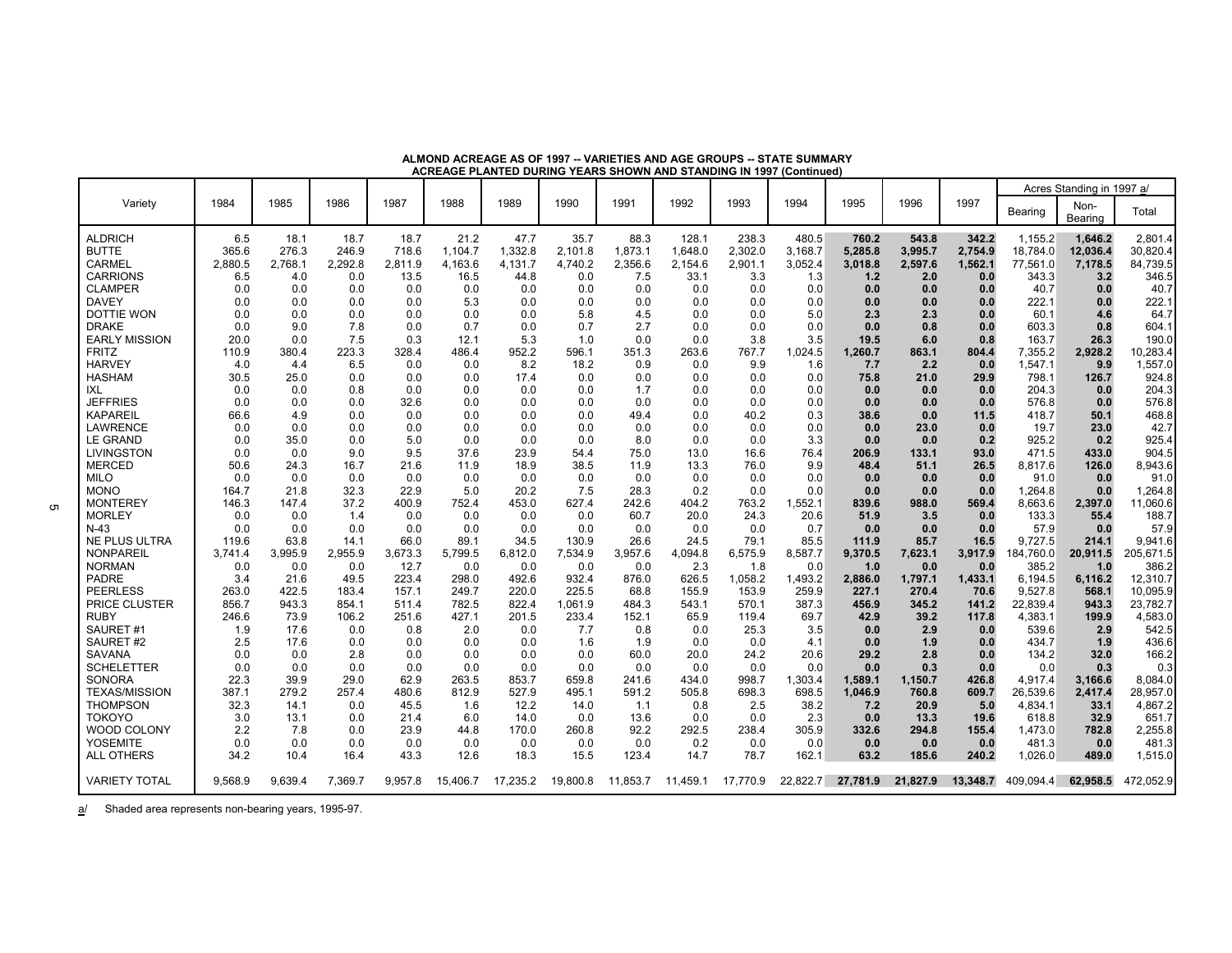**ALMOND ACREAGE AS OF 1997 -- VARIETIES AND AGE GROUPS -- STATE SUMMARY**
**ACREAGE PLANTED DURING YEARS SHOWN AND STANDING IN 1997 (Continued)**

| Variety | 1984 | 1985 | 1986 | 1987 | 1988 | 1989 | 1990 | 1991 | 1992 | 1993 | 1994 | 1995 | 1996 | 1997 | Acres Standing in 1997 a/ | | |
|---|---|---|---|---|---|---|---|---|---|---|---|---|---|---|---|---|---|
| | | | | | | | | | | | | | | | Bearing | Non-Bearing | Total |
| ALDRICH | 6.5 | 18.1 | 18.7 | 18.7 | 21.2 | 47.7 | 35.7 | 88.3 | 128.1 | 238.3 | 480.5 | **760.2** | **543.8** | **342.2** | 1,155.2 | **1,646.2** | 2,801.4 |
| BUTTE | 365.6 | 276.3 | 246.9 | 718.6 | 1,104.7 | 1,332.8 | 2,101.8 | 1,873.1 | 1,648.0 | 2,302.0 | 3,168.7 | **5,285.8** | **3,995.7** | **2,754.9** | 18,784.0 | **12,036.4** | 30,820.4 |
| CARMEL | 2,880.5 | 2,768.1 | 2,292.8 | 2,811.9 | 4,163.6 | 4,131.7 | 4,740.2 | 2,356.6 | 2,154.6 | 2,901.1 | 3,052.4 | **3,018.8** | **2,597.6** | **1,562.1** | 77,561.0 | **7,178.5** | 84,739.5 |
| CARRIONS | 6.5 | 4.0 | 0.0 | 13.5 | 16.5 | 44.8 | 0.0 | 7.5 | 33.1 | 3.3 | 1.3 | **1.2** | **2.0** | **0.0** | 343.3 | **3.2** | 346.5 |
| CLAMPER | 0.0 | 0.0 | 0.0 | 0.0 | 0.0 | 0.0 | 0.0 | 0.0 | 0.0 | 0.0 | 0.0 | **0.0** | **0.0** | **0.0** | 40.7 | **0.0** | 40.7 |
| DAVEY | 0.0 | 0.0 | 0.0 | 0.0 | 5.3 | 0.0 | 0.0 | 0.0 | 0.0 | 0.0 | 0.0 | **0.0** | **0.0** | **0.0** | 222.1 | **0.0** | 222.1 |
| DOTTIE WON | 0.0 | 0.0 | 0.0 | 0.0 | 0.0 | 0.0 | 5.8 | 4.5 | 0.0 | 0.0 | 5.0 | **2.3** | **2.3** | **0.0** | 60.1 | **4.6** | 64.7 |
| DRAKE | 0.0 | 9.0 | 7.8 | 0.0 | 0.7 | 0.0 | 0.7 | 2.7 | 0.0 | 0.0 | 0.0 | **0.0** | **0.8** | **0.0** | 603.3 | **0.8** | 604.1 |
| EARLY MISSION | 20.0 | 0.0 | 7.5 | 0.3 | 12.1 | 5.3 | 1.0 | 0.0 | 0.0 | 3.8 | 3.5 | **19.5** | **6.0** | **0.8** | 163.7 | **26.3** | 190.0 |
| FRITZ | 110.9 | 380.4 | 223.3 | 328.4 | 486.4 | 952.2 | 596.1 | 351.3 | 263.6 | 767.7 | 1,024.5 | **1,260.7** | **863.1** | **804.4** | 7,355.2 | **2,928.2** | 10,283.4 |
| HARVEY | 4.0 | 4.4 | 6.5 | 0.0 | 0.0 | 8.2 | 18.2 | 0.9 | 0.0 | 9.9 | 1.6 | **7.7** | **2.2** | **0.0** | 1,547.1 | **9.9** | 1,557.0 |
| HASHAM | 30.5 | 25.0 | 0.0 | 0.0 | 0.0 | 17.4 | 0.0 | 0.0 | 0.0 | 0.0 | 0.0 | **75.8** | **21.0** | **29.9** | 798.1 | **126.7** | 924.8 |
| IXL | 0.0 | 0.0 | 0.8 | 0.0 | 0.0 | 0.0 | 0.0 | 1.7 | 0.0 | 0.0 | 0.0 | **0.0** | **0.0** | **0.0** | 204.3 | **0.0** | 204.3 |
| JEFFRIES | 0.0 | 0.0 | 0.0 | 32.6 | 0.0 | 0.0 | 0.0 | 0.0 | 0.0 | 0.0 | 0.0 | **0.0** | **0.0** | **0.0** | 576.8 | **0.0** | 576.8 |
| KAPAREIL | 66.6 | 4.9 | 0.0 | 0.0 | 0.0 | 0.0 | 0.0 | 49.4 | 0.0 | 40.2 | 0.3 | **38.6** | **0.0** | **11.5** | 418.7 | **50.1** | 468.8 |
| LAWRENCE | 0.0 | 0.0 | 0.0 | 0.0 | 0.0 | 0.0 | 0.0 | 0.0 | 0.0 | 0.0 | 0.0 | **0.0** | **23.0** | **0.0** | 19.7 | **23.0** | 42.7 |
| LE GRAND | 0.0 | 35.0 | 0.0 | 5.0 | 0.0 | 0.0 | 0.0 | 8.0 | 0.0 | 0.0 | 3.3 | **0.0** | **0.0** | **0.2** | 925.2 | **0.2** | 925.4 |
| LIVINGSTON | 0.0 | 0.0 | 9.0 | 9.5 | 37.6 | 23.9 | 54.4 | 75.0 | 13.0 | 16.6 | 76.4 | **206.9** | **133.1** | **93.0** | 471.5 | **433.0** | 904.5 |
| MERCED | 50.6 | 24.3 | 16.7 | 21.6 | 11.9 | 18.9 | 38.5 | 11.9 | 13.3 | 76.0 | 9.9 | **48.4** | **51.1** | **26.5** | 8,817.6 | **126.0** | 8,943.6 |
| MILO | 0.0 | 0.0 | 0.0 | 0.0 | 0.0 | 0.0 | 0.0 | 0.0 | 0.0 | 0.0 | 0.0 | **0.0** | **0.0** | **0.0** | 91.0 | **0.0** | 91.0 |
| MONO | 164.7 | 21.8 | 32.3 | 22.9 | 5.0 | 20.2 | 7.5 | 28.3 | 0.2 | 0.0 | 0.0 | **0.0** | **0.0** | **0.0** | 1,264.8 | **0.0** | 1,264.8 |
| MONTEREY | 146.3 | 147.4 | 37.2 | 400.9 | 752.4 | 453.0 | 627.4 | 242.6 | 404.2 | 763.2 | 1,552.1 | **839.6** | **988.0** | **569.4** | 8,663.6 | **2,397.0** | 11,060.6 |
| MORLEY | 0.0 | 0.0 | 1.4 | 0.0 | 0.0 | 0.0 | 0.0 | 60.7 | 20.0 | 24.3 | 20.6 | **51.9** | **3.5** | **0.0** | 133.3 | **55.4** | 188.7 |
| N-43 | 0.0 | 0.0 | 0.0 | 0.0 | 0.0 | 0.0 | 0.0 | 0.0 | 0.0 | 0.0 | 0.7 | **0.0** | **0.0** | **0.0** | 57.9 | **0.0** | 57.9 |
| NE PLUS ULTRA | 119.6 | 63.8 | 14.1 | 66.0 | 89.1 | 34.5 | 130.9 | 26.6 | 24.5 | 79.1 | 85.5 | **111.9** | **85.7** | **16.5** | 9,727.5 | **214.1** | 9,941.6 |
| NONPAREIL | 3,741.4 | 3,995.9 | 2,955.9 | 3,673.3 | 5,799.5 | 6,812.0 | 7,534.9 | 3,957.6 | 4,094.8 | 6,575.9 | 8,587.7 | **9,370.5** | **7,623.1** | **3,917.9** | 184,760.0 | **20,911.5** | 205,671.5 |
| NORMAN | 0.0 | 0.0 | 0.0 | 12.7 | 0.0 | 0.0 | 0.0 | 0.0 | 2.3 | 1.8 | 0.0 | **1.0** | **0.0** | **0.0** | 385.2 | **1.0** | 386.2 |
| PADRE | 3.4 | 21.6 | 49.5 | 223.4 | 298.0 | 492.6 | 932.4 | 876.0 | 626.5 | 1,058.2 | 1,493.2 | **2,886.0** | **1,797.1** | **1,433.1** | 6,194.5 | **6,116.2** | 12,310.7 |
| PEERLESS | 263.0 | 422.5 | 183.4 | 157.1 | 249.7 | 220.0 | 225.5 | 68.8 | 155.9 | 153.9 | 259.9 | **227.1** | **270.4** | **70.6** | 9,527.8 | **568.1** | 10,095.9 |
| PRICE CLUSTER | 856.7 | 943.3 | 854.1 | 511.4 | 782.5 | 822.4 | 1,061.9 | 484.3 | 543.1 | 570.1 | 387.3 | **456.9** | **345.2** | **141.2** | 22,839.4 | **943.3** | 23,782.7 |
| RUBY | 246.6 | 73.9 | 106.2 | 251.6 | 427.1 | 201.5 | 233.4 | 152.1 | 65.9 | 119.4 | 69.7 | **42.9** | **39.2** | **117.8** | 4,383.1 | **199.9** | 4,583.0 |
| SAURET #1 | 1.9 | 17.6 | 0.0 | 0.8 | 2.0 | 0.0 | 7.7 | 0.8 | 0.0 | 25.3 | 3.5 | **0.0** | **2.9** | **0.0** | 539.6 | **2.9** | 542.5 |
| SAURET #2 | 2.5 | 17.6 | 0.0 | 0.0 | 0.0 | 0.0 | 1.6 | 1.9 | 0.0 | 0.0 | 4.1 | **0.0** | **1.9** | **0.0** | 434.7 | **1.9** | 436.6 |
| SAVANA | 0.0 | 0.0 | 2.8 | 0.0 | 0.0 | 0.0 | 0.0 | 60.0 | 20.0 | 24.2 | 20.6 | **29.2** | **2.8** | **0.0** | 134.2 | **32.0** | 166.2 |
| SCHELETTER | 0.0 | 0.0 | 0.0 | 0.0 | 0.0 | 0.0 | 0.0 | 0.0 | 0.0 | 0.0 | 0.0 | **0.0** | **0.3** | **0.0** | 0.0 | **0.3** | 0.3 |
| SONORA | 22.3 | 39.9 | 29.0 | 62.9 | 263.5 | 853.7 | 659.8 | 241.6 | 434.0 | 998.7 | 1,303.4 | **1,589.1** | **1,150.7** | **426.8** | 4,917.4 | **3,166.6** | 8,084.0 |
| TEXAS/MISSION | 387.1 | 279.2 | 257.4 | 480.6 | 812.9 | 527.9 | 495.1 | 591.2 | 505.8 | 698.3 | 698.5 | **1,046.9** | **760.8** | **609.7** | 26,539.6 | **2,417.4** | 28,957.0 |
| THOMPSON | 32.3 | 14.1 | 0.0 | 45.5 | 1.6 | 12.2 | 14.0 | 1.1 | 0.8 | 2.5 | 38.2 | **7.2** | **20.9** | **5.0** | 4,834.1 | **33.1** | 4,867.2 |
| TOKOYO | 3.0 | 13.1 | 0.0 | 21.4 | 6.0 | 14.0 | 0.0 | 13.6 | 0.0 | 0.0 | 2.3 | **0.0** | **13.3** | **19.6** | 618.8 | **32.9** | 651.7 |
| WOOD COLONY | 2.2 | 7.8 | 0.0 | 23.9 | 44.8 | 170.0 | 260.8 | 92.2 | 292.5 | 238.4 | 305.9 | **332.6** | **294.8** | **155.4** | 1,473.0 | **782.8** | 2,255.8 |
| YOSEMITE | 0.0 | 0.0 | 0.0 | 0.0 | 0.0 | 0.0 | 0.0 | 0.0 | 0.2 | 0.0 | 0.0 | **0.0** | **0.0** | **0.0** | 481.3 | **0.0** | 481.3 |
| ALL OTHERS | 34.2 | 10.4 | 16.4 | 43.3 | 12.6 | 18.3 | 15.5 | 123.4 | 14.7 | 78.7 | 162.1 | **63.2** | **185.6** | **240.2** | 1,026.0 | **489.0** | 1,515.0 |
| VARIETY TOTAL | 9,568.9 | 9,639.4 | 7,369.7 | 9,957.8 | 15,406.7 | 17,235.2 | 19,800.8 | 11,853.7 | 11,459.1 | 17,770.9 | 22,822.7 | **27,781.9** | **21,827.9** | **13,348.7** | 409,094.4 | **62,958.5** | 472,052.9 |

a/ Shaded area represents non-bearing years, 1995-97.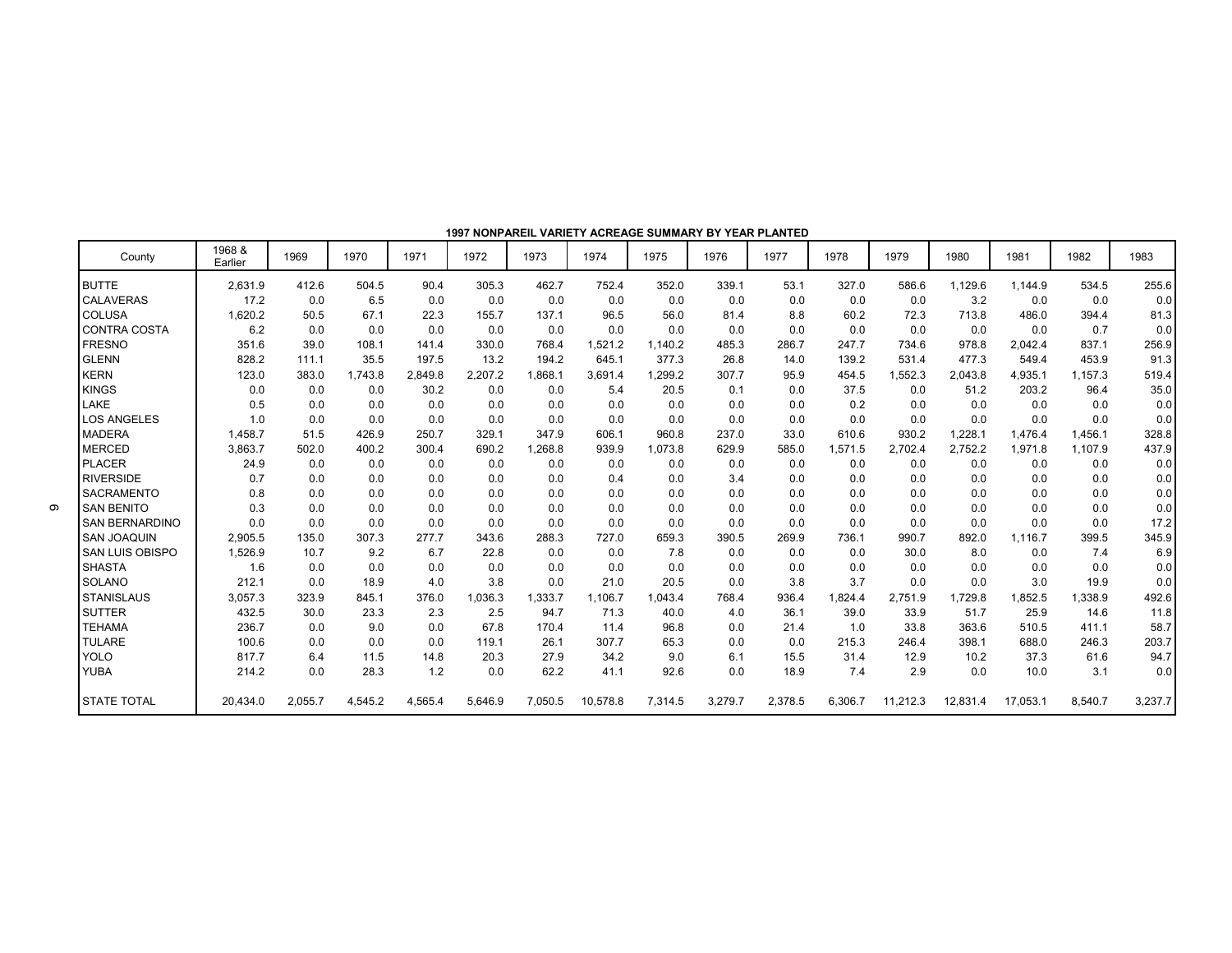**1997 NONPAREIL VARIETY ACREAGE SUMMARY BY YEAR PLANTED**

| County | 1968 & Earlier | 1969 | 1970 | 1971 | 1972 | 1973 | 1974 | 1975 | 1976 | 1977 | 1978 | 1979 | 1980 | 1981 | 1982 | 1983 |
|---|---|---|---|---|---|---|---|---|---|---|---|---|---|---|---|---|
| BUTTE | 2,631.9 | 412.6 | 504.5 | 90.4 | 305.3 | 462.7 | 752.4 | 352.0 | 339.1 | 53.1 | 327.0 | 586.6 | 1,129.6 | 1,144.9 | 534.5 | 255.6 |
| CALAVERAS | 17.2 | 0.0 | 6.5 | 0.0 | 0.0 | 0.0 | 0.0 | 0.0 | 0.0 | 0.0 | 0.0 | 0.0 | 3.2 | 0.0 | 0.0 | 0.0 |
| COLUSA | 1,620.2 | 50.5 | 67.1 | 22.3 | 155.7 | 137.1 | 96.5 | 56.0 | 81.4 | 8.8 | 60.2 | 72.3 | 713.8 | 486.0 | 394.4 | 81.3 |
| CONTRA COSTA | 6.2 | 0.0 | 0.0 | 0.0 | 0.0 | 0.0 | 0.0 | 0.0 | 0.0 | 0.0 | 0.0 | 0.0 | 0.0 | 0.0 | 0.7 | 0.0 |
| FRESNO | 351.6 | 39.0 | 108.1 | 141.4 | 330.0 | 768.4 | 1,521.2 | 1,140.2 | 485.3 | 286.7 | 247.7 | 734.6 | 978.8 | 2,042.4 | 837.1 | 256.9 |
| GLENN | 828.2 | 111.1 | 35.5 | 197.5 | 13.2 | 194.2 | 645.1 | 377.3 | 26.8 | 14.0 | 139.2 | 531.4 | 477.3 | 549.4 | 453.9 | 91.3 |
| KERN | 123.0 | 383.0 | 1,743.8 | 2,849.8 | 2,207.2 | 1,868.1 | 3,691.4 | 1,299.2 | 307.7 | 95.9 | 454.5 | 1,552.3 | 2,043.8 | 4,935.1 | 1,157.3 | 519.4 |
| KINGS | 0.0 | 0.0 | 0.0 | 30.2 | 0.0 | 0.0 | 5.4 | 20.5 | 0.1 | 0.0 | 37.5 | 0.0 | 51.2 | 203.2 | 96.4 | 35.0 |
| LAKE | 0.5 | 0.0 | 0.0 | 0.0 | 0.0 | 0.0 | 0.0 | 0.0 | 0.0 | 0.0 | 0.2 | 0.0 | 0.0 | 0.0 | 0.0 | 0.0 |
| LOS ANGELES | 1.0 | 0.0 | 0.0 | 0.0 | 0.0 | 0.0 | 0.0 | 0.0 | 0.0 | 0.0 | 0.0 | 0.0 | 0.0 | 0.0 | 0.0 | 0.0 |
| MADERA | 1,458.7 | 51.5 | 426.9 | 250.7 | 329.1 | 347.9 | 606.1 | 960.8 | 237.0 | 33.0 | 610.6 | 930.2 | 1,228.1 | 1,476.4 | 1,456.1 | 328.8 |
| MERCED | 3,863.7 | 502.0 | 400.2 | 300.4 | 690.2 | 1,268.8 | 939.9 | 1,073.8 | 629.9 | 585.0 | 1,571.5 | 2,702.4 | 2,752.2 | 1,971.8 | 1,107.9 | 437.9 |
| PLACER | 24.9 | 0.0 | 0.0 | 0.0 | 0.0 | 0.0 | 0.0 | 0.0 | 0.0 | 0.0 | 0.0 | 0.0 | 0.0 | 0.0 | 0.0 | 0.0 |
| RIVERSIDE | 0.7 | 0.0 | 0.0 | 0.0 | 0.0 | 0.0 | 0.4 | 0.0 | 3.4 | 0.0 | 0.0 | 0.0 | 0.0 | 0.0 | 0.0 | 0.0 |
| SACRAMENTO | 0.8 | 0.0 | 0.0 | 0.0 | 0.0 | 0.0 | 0.0 | 0.0 | 0.0 | 0.0 | 0.0 | 0.0 | 0.0 | 0.0 | 0.0 | 0.0 |
| SAN BENITO | 0.3 | 0.0 | 0.0 | 0.0 | 0.0 | 0.0 | 0.0 | 0.0 | 0.0 | 0.0 | 0.0 | 0.0 | 0.0 | 0.0 | 0.0 | 0.0 |
| SAN BERNARDINO | 0.0 | 0.0 | 0.0 | 0.0 | 0.0 | 0.0 | 0.0 | 0.0 | 0.0 | 0.0 | 0.0 | 0.0 | 0.0 | 0.0 | 0.0 | 17.2 |
| SAN JOAQUIN | 2,905.5 | 135.0 | 307.3 | 277.7 | 343.6 | 288.3 | 727.0 | 659.3 | 390.5 | 269.9 | 736.1 | 990.7 | 892.0 | 1,116.7 | 399.5 | 345.9 |
| SAN LUIS OBISPO | 1,526.9 | 10.7 | 9.2 | 6.7 | 22.8 | 0.0 | 0.0 | 7.8 | 0.0 | 0.0 | 0.0 | 30.0 | 8.0 | 0.0 | 7.4 | 6.9 |
| SHASTA | 1.6 | 0.0 | 0.0 | 0.0 | 0.0 | 0.0 | 0.0 | 0.0 | 0.0 | 0.0 | 0.0 | 0.0 | 0.0 | 0.0 | 0.0 | 0.0 |
| SOLANO | 212.1 | 0.0 | 18.9 | 4.0 | 3.8 | 0.0 | 21.0 | 20.5 | 0.0 | 3.8 | 3.7 | 0.0 | 0.0 | 3.0 | 19.9 | 0.0 |
| STANISLAUS | 3,057.3 | 323.9 | 845.1 | 376.0 | 1,036.3 | 1,333.7 | 1,106.7 | 1,043.4 | 768.4 | 936.4 | 1,824.4 | 2,751.9 | 1,729.8 | 1,852.5 | 1,338.9 | 492.6 |
| SUTTER | 432.5 | 30.0 | 23.3 | 2.3 | 2.5 | 94.7 | 71.3 | 40.0 | 4.0 | 36.1 | 39.0 | 33.9 | 51.7 | 25.9 | 14.6 | 11.8 |
| TEHAMA | 236.7 | 0.0 | 9.0 | 0.0 | 67.8 | 170.4 | 11.4 | 96.8 | 0.0 | 21.4 | 1.0 | 33.8 | 363.6 | 510.5 | 411.1 | 58.7 |
| TULARE | 100.6 | 0.0 | 0.0 | 0.0 | 119.1 | 26.1 | 307.7 | 65.3 | 0.0 | 0.0 | 215.3 | 246.4 | 398.1 | 688.0 | 246.3 | 203.7 |
| YOLO | 817.7 | 6.4 | 11.5 | 14.8 | 20.3 | 27.9 | 34.2 | 9.0 | 6.1 | 15.5 | 31.4 | 12.9 | 10.2 | 37.3 | 61.6 | 94.7 |
| YUBA | 214.2 | 0.0 | 28.3 | 1.2 | 0.0 | 62.2 | 41.1 | 92.6 | 0.0 | 18.9 | 7.4 | 2.9 | 0.0 | 10.0 | 3.1 | 0.0 |
| STATE TOTAL | 20,434.0 | 2,055.7 | 4,545.2 | 4,565.4 | 5,646.9 | 7,050.5 | 10,578.8 | 7,314.5 | 3,279.7 | 2,378.5 | 6,306.7 | 11,212.3 | 12,831.4 | 17,053.1 | 8,540.7 | 3,237.7 |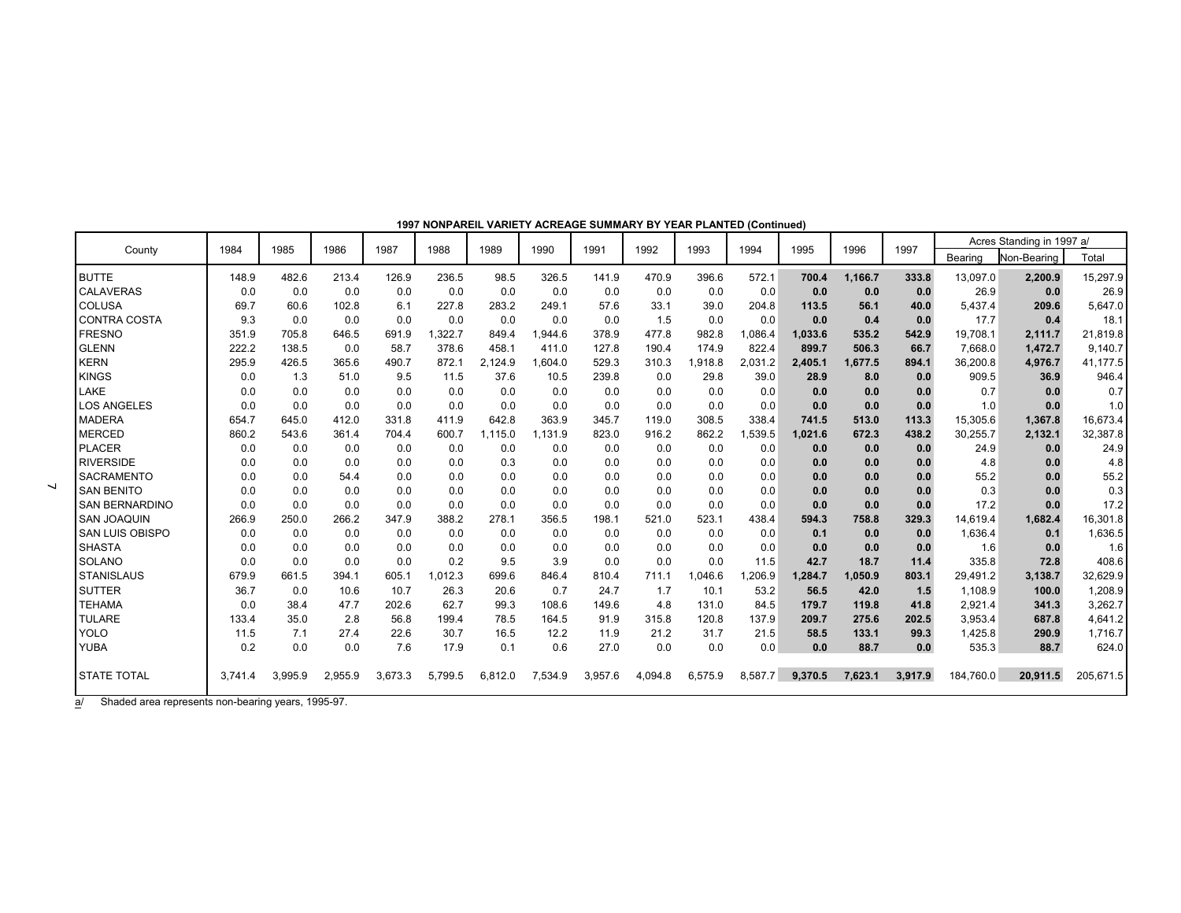**1997 NONPAREIL VARIETY ACREAGE SUMMARY BY YEAR PLANTED (Continued)**

| County | 1984 | 1985 | 1986 | 1987 | 1988 | 1989 | 1990 | 1991 | 1992 | 1993 | 1994 | 1995 | 1996 | 1997 | Acres Standing in 1997 a/ | | |
|---|---|---|---|---|---|---|---|---|---|---|---|---|---|---|---|---|---|
| | | | | | | | | | | | | | | | Bearing | Non-Bearing | Total |
| BUTTE | 148.9 | 482.6 | 213.4 | 126.9 | 236.5 | 98.5 | 326.5 | 141.9 | 470.9 | 396.6 | 572.1 | **700.4** | **1,166.7** | **333.8** | 13,097.0 | **2,200.9** | 15,297.9 |
| CALAVERAS | 0.0 | 0.0 | 0.0 | 0.0 | 0.0 | 0.0 | 0.0 | 0.0 | 0.0 | 0.0 | 0.0 | **0.0** | **0.0** | **0.0** | 26.9 | **0.0** | 26.9 |
| COLUSA | 69.7 | 60.6 | 102.8 | 6.1 | 227.8 | 283.2 | 249.1 | 57.6 | 33.1 | 39.0 | 204.8 | **113.5** | **56.1** | **40.0** | 5,437.4 | **209.6** | 5,647.0 |
| CONTRA COSTA | 9.3 | 0.0 | 0.0 | 0.0 | 0.0 | 0.0 | 0.0 | 0.0 | 1.5 | 0.0 | 0.0 | **0.0** | **0.4** | **0.0** | 17.7 | **0.4** | 18.1 |
| FRESNO | 351.9 | 705.8 | 646.5 | 691.9 | 1,322.7 | 849.4 | 1,944.6 | 378.9 | 477.8 | 982.8 | 1,086.4 | **1,033.6** | **535.2** | **542.9** | 19,708.1 | **2,111.7** | 21,819.8 |
| GLENN | 222.2 | 138.5 | 0.0 | 58.7 | 378.6 | 458.1 | 411.0 | 127.8 | 190.4 | 174.9 | 822.4 | **899.7** | **506.3** | **66.7** | 7,668.0 | **1,472.7** | 9,140.7 |
| KERN | 295.9 | 426.5 | 365.6 | 490.7 | 872.1 | 2,124.9 | 1,604.0 | 529.3 | 310.3 | 1,918.8 | 2,031.2 | **2,405.1** | **1,677.5** | **894.1** | 36,200.8 | **4,976.7** | 41,177.5 |
| KINGS | 0.0 | 1.3 | 51.0 | 9.5 | 11.5 | 37.6 | 10.5 | 239.8 | 0.0 | 29.8 | 39.0 | **28.9** | **8.0** | **0.0** | 909.5 | **36.9** | 946.4 |
| LAKE | 0.0 | 0.0 | 0.0 | 0.0 | 0.0 | 0.0 | 0.0 | 0.0 | 0.0 | 0.0 | 0.0 | **0.0** | **0.0** | **0.0** | 0.7 | **0.0** | 0.7 |
| LOS ANGELES | 0.0 | 0.0 | 0.0 | 0.0 | 0.0 | 0.0 | 0.0 | 0.0 | 0.0 | 0.0 | 0.0 | **0.0** | **0.0** | **0.0** | 1.0 | **0.0** | 1.0 |
| MADERA | 654.7 | 645.0 | 412.0 | 331.8 | 411.9 | 642.8 | 363.9 | 345.7 | 119.0 | 308.5 | 338.4 | **741.5** | **513.0** | **113.3** | 15,305.6 | **1,367.8** | 16,673.4 |
| MERCED | 860.2 | 543.6 | 361.4 | 704.4 | 600.7 | 1,115.0 | 1,131.9 | 823.0 | 916.2 | 862.2 | 1,539.5 | **1,021.6** | **672.3** | **438.2** | 30,255.7 | **2,132.1** | 32,387.8 |
| PLACER | 0.0 | 0.0 | 0.0 | 0.0 | 0.0 | 0.0 | 0.0 | 0.0 | 0.0 | 0.0 | 0.0 | **0.0** | **0.0** | **0.0** | 24.9 | **0.0** | 24.9 |
| RIVERSIDE | 0.0 | 0.0 | 0.0 | 0.0 | 0.0 | 0.3 | 0.0 | 0.0 | 0.0 | 0.0 | 0.0 | **0.0** | **0.0** | **0.0** | 4.8 | **0.0** | 4.8 |
| SACRAMENTO | 0.0 | 0.0 | 54.4 | 0.0 | 0.0 | 0.0 | 0.0 | 0.0 | 0.0 | 0.0 | 0.0 | **0.0** | **0.0** | **0.0** | 55.2 | **0.0** | 55.2 |
| SAN BENITO | 0.0 | 0.0 | 0.0 | 0.0 | 0.0 | 0.0 | 0.0 | 0.0 | 0.0 | 0.0 | 0.0 | **0.0** | **0.0** | **0.0** | 0.3 | **0.0** | 0.3 |
| SAN BERNARDINO | 0.0 | 0.0 | 0.0 | 0.0 | 0.0 | 0.0 | 0.0 | 0.0 | 0.0 | 0.0 | 0.0 | **0.0** | **0.0** | **0.0** | 17.2 | **0.0** | 17.2 |
| SAN JOAQUIN | 266.9 | 250.0 | 266.2 | 347.9 | 388.2 | 278.1 | 356.5 | 198.1 | 521.0 | 523.1 | 438.4 | **594.3** | **758.8** | **329.3** | 14,619.4 | **1,682.4** | 16,301.8 |
| SAN LUIS OBISPO | 0.0 | 0.0 | 0.0 | 0.0 | 0.0 | 0.0 | 0.0 | 0.0 | 0.0 | 0.0 | 0.0 | **0.1** | **0.0** | **0.0** | 1,636.4 | **0.1** | 1,636.5 |
| SHASTA | 0.0 | 0.0 | 0.0 | 0.0 | 0.0 | 0.0 | 0.0 | 0.0 | 0.0 | 0.0 | 0.0 | **0.0** | **0.0** | **0.0** | 1.6 | **0.0** | 1.6 |
| SOLANO | 0.0 | 0.0 | 0.0 | 0.0 | 0.2 | 9.5 | 3.9 | 0.0 | 0.0 | 0.0 | 11.5 | **42.7** | **18.7** | **11.4** | 335.8 | **72.8** | 408.6 |
| STANISLAUS | 679.9 | 661.5 | 394.1 | 605.1 | 1,012.3 | 699.6 | 846.4 | 810.4 | 711.1 | 1,046.6 | 1,206.9 | **1,284.7** | **1,050.9** | **803.1** | 29,491.2 | **3,138.7** | 32,629.9 |
| SUTTER | 36.7 | 0.0 | 10.6 | 10.7 | 26.3 | 20.6 | 0.7 | 24.7 | 1.7 | 10.1 | 53.2 | **56.5** | **42.0** | **1.5** | 1,108.9 | **100.0** | 1,208.9 |
| TEHAMA | 0.0 | 38.4 | 47.7 | 202.6 | 62.7 | 99.3 | 108.6 | 149.6 | 4.8 | 131.0 | 84.5 | **179.7** | **119.8** | **41.8** | 2,921.4 | **341.3** | 3,262.7 |
| TULARE | 133.4 | 35.0 | 2.8 | 56.8 | 199.4 | 78.5 | 164.5 | 91.9 | 315.8 | 120.8 | 137.9 | **209.7** | **275.6** | **202.5** | 3,953.4 | **687.8** | 4,641.2 |
| YOLO | 11.5 | 7.1 | 27.4 | 22.6 | 30.7 | 16.5 | 12.2 | 11.9 | 21.2 | 31.7 | 21.5 | **58.5** | **133.1** | **99.3** | 1,425.8 | **290.9** | 1,716.7 |
| YUBA | 0.2 | 0.0 | 0.0 | 7.6 | 17.9 | 0.1 | 0.6 | 27.0 | 0.0 | 0.0 | 0.0 | **0.0** | **88.7** | **0.0** | 535.3 | **88.7** | 624.0 |
| STATE TOTAL | 3,741.4 | 3,995.9 | 2,955.9 | 3,673.3 | 5,799.5 | 6,812.0 | 7,534.9 | 3,957.6 | 4,094.8 | 6,575.9 | 8,587.7 | **9,370.5** | **7,623.1** | **3,917.9** | 184,760.0 | **20,911.5** | 205,671.5 |

a/ Shaded area represents non-bearing years, 1995-97.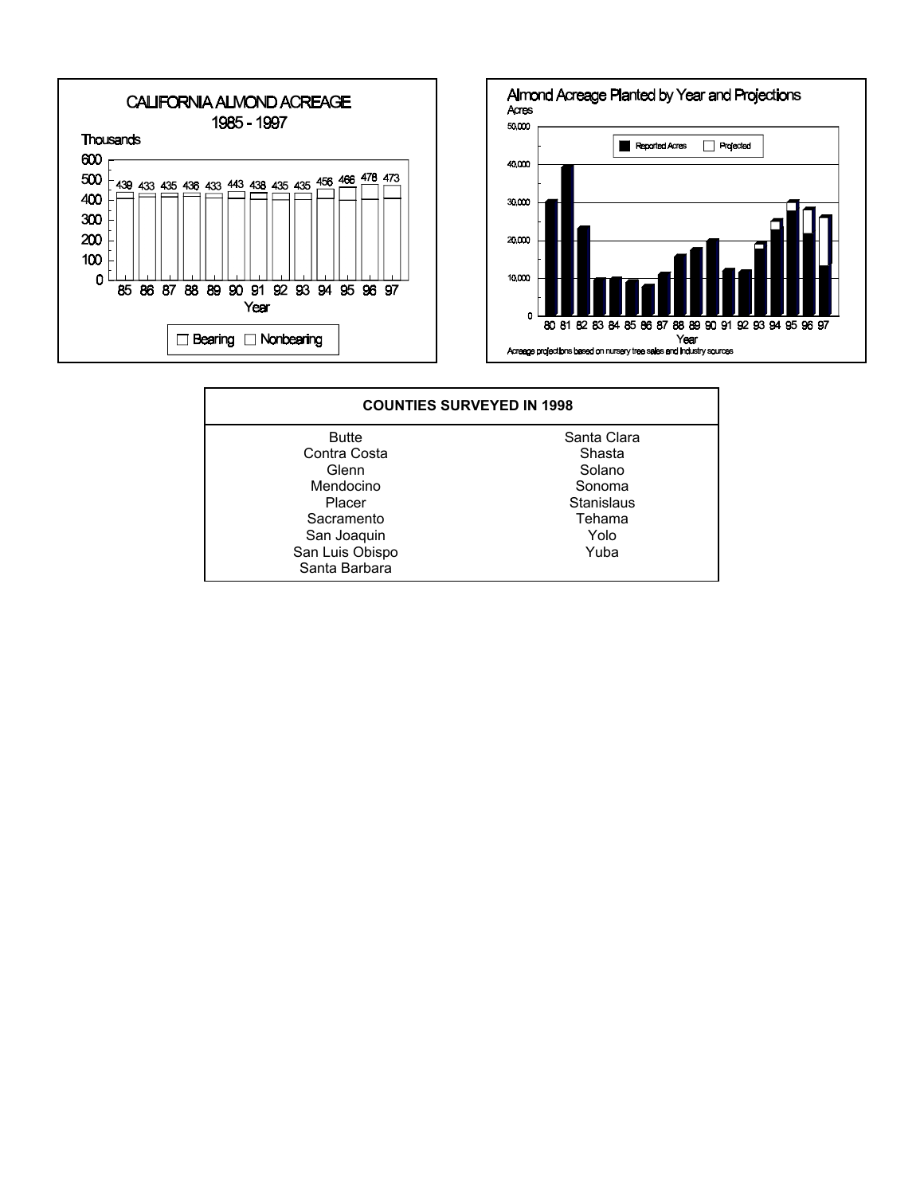CALIFORNIA ALMOND ACREAGE

1985 - 1997

Thousands

600
500
400
300
200
100
0

439 433 435 436 433 443 438 435 435 456 466 478 473

85 86 87 88 89 90 91 92 93 94 95 96 97

Year

Bearing Nonbearing

Almond Acreage Planted by Year and Projections

Acres

50,000
40,000
30,000
20,000
10,000
0

Reported Acres Projected

80 81 82 83 84 85 86 87 88 89 90 91 92 93 94 95 96 97

Year

Acreage projections based on nursery tree sales and industry sources

| COUNTIES SURVEYED IN 1998 | |
|---|---|
| Butte | Santa Clara |
| Contra Costa | Shasta |
| Glenn | Solano |
| Mendocino | Sonoma |
| Placer | Stanislaus |
| Sacramento | Tehama |
| San Joaquin | Yolo |
| San Luis Obispo | Yuba |
| Santa Barbara | |